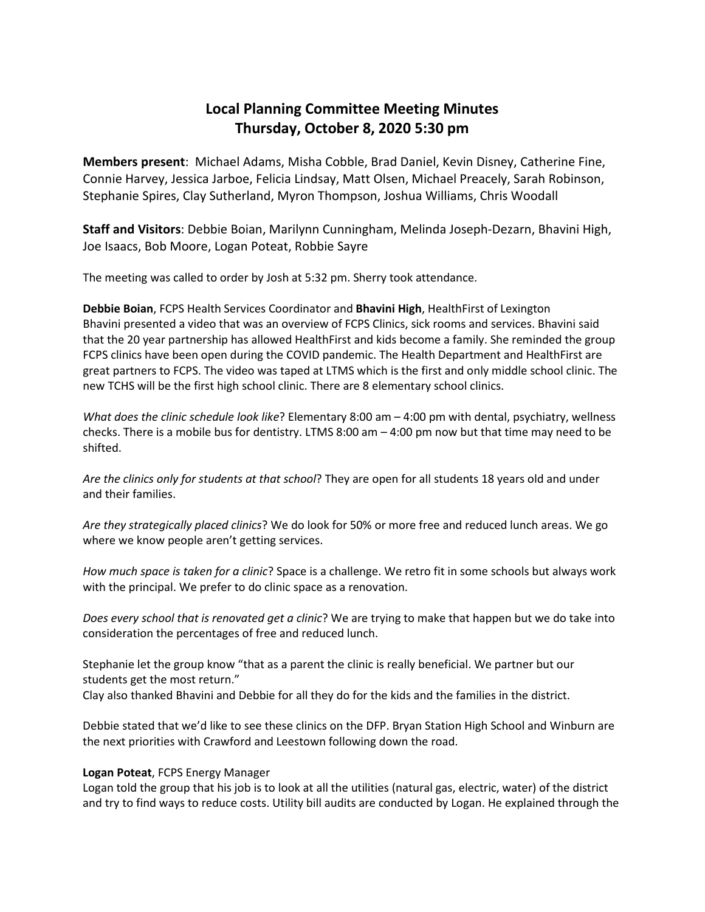# Local Planning Committee Meeting Minutes
# Thursday, October 8, 2020 5:30 pm

**Members present**: Michael Adams, Misha Cobble, Brad Daniel, Kevin Disney, Catherine Fine, Connie Harvey, Jessica Jarboe, Felicia Lindsay, Matt Olsen, Michael Preacely, Sarah Robinson, Stephanie Spires, Clay Sutherland, Myron Thompson, Joshua Williams, Chris Woodall

**Staff and Visitors**: Debbie Boian, Marilynn Cunningham, Melinda Joseph-Dezarn, Bhavini High, Joe Isaacs, Bob Moore, Logan Poteat, Robbie Sayre

The meeting was called to order by Josh at 5:32 pm. Sherry took attendance.

**Debbie Boian**, FCPS Health Services Coordinator and **Bhavini High**, HealthFirst of Lexington
Bhavini presented a video that was an overview of FCPS Clinics, sick rooms and services. Bhavini said that the 20 year partnership has allowed HealthFirst and kids become a family. She reminded the group FCPS clinics have been open during the COVID pandemic. The Health Department and HealthFirst are great partners to FCPS. The video was taped at LTMS which is the first and only middle school clinic. The new TCHS will be the first high school clinic. There are 8 elementary school clinics.

*What does the clinic schedule look like*? Elementary 8:00 am – 4:00 pm with dental, psychiatry, wellness checks. There is a mobile bus for dentistry. LTMS 8:00 am – 4:00 pm now but that time may need to be shifted.

*Are the clinics only for students at that school*? They are open for all students 18 years old and under and their families.

*Are they strategically placed clinics*? We do look for 50% or more free and reduced lunch areas. We go where we know people aren't getting services.

*How much space is taken for a clinic*? Space is a challenge. We retro fit in some schools but always work with the principal. We prefer to do clinic space as a renovation.

*Does every school that is renovated get a clinic*? We are trying to make that happen but we do take into consideration the percentages of free and reduced lunch.

Stephanie let the group know "that as a parent the clinic is really beneficial. We partner but our students get the most return."
Clay also thanked Bhavini and Debbie for all they do for the kids and the families in the district.

Debbie stated that we'd like to see these clinics on the DFP. Bryan Station High School and Winburn are the next priorities with Crawford and Leestown following down the road.

**Logan Poteat**, FCPS Energy Manager
Logan told the group that his job is to look at all the utilities (natural gas, electric, water) of the district and try to find ways to reduce costs. Utility bill audits are conducted by Logan. He explained through the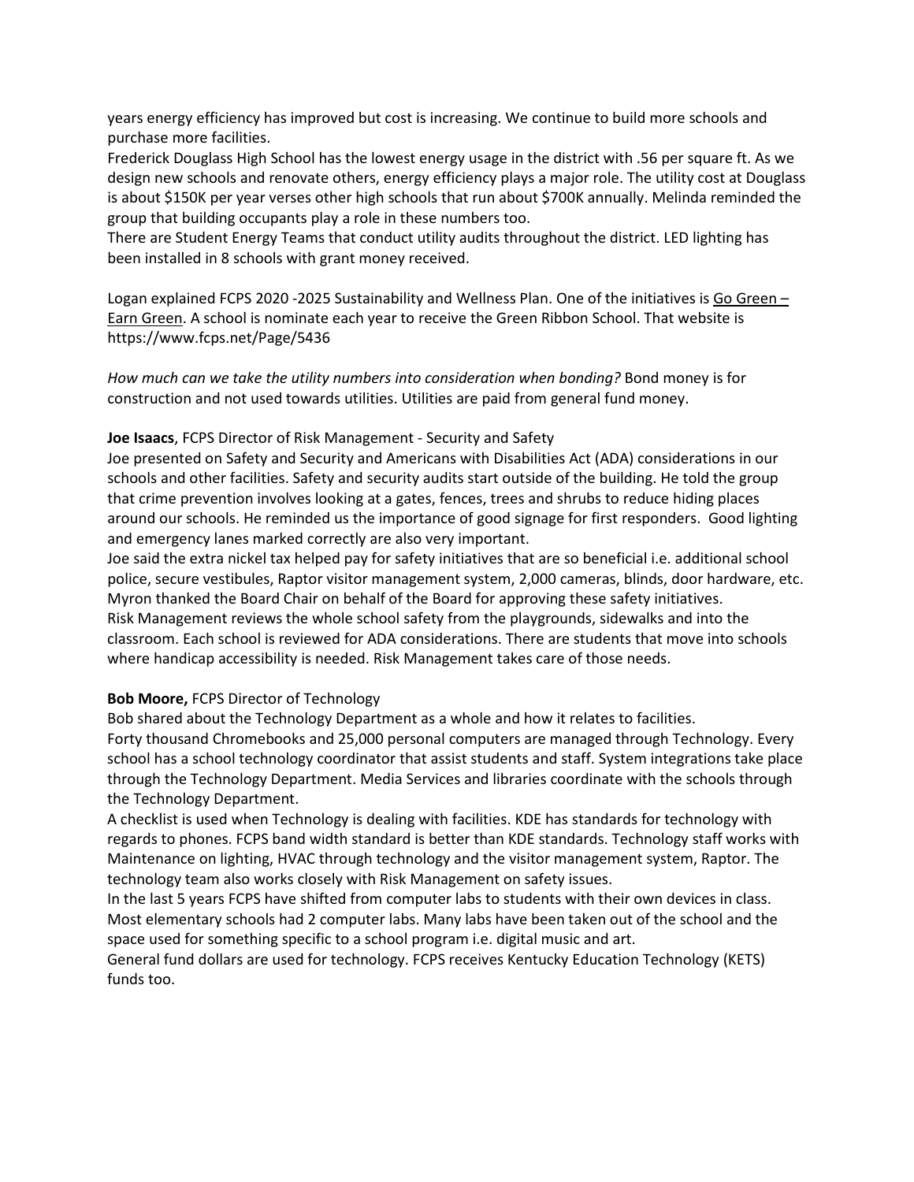years energy efficiency has improved but cost is increasing. We continue to build more schools and purchase more facilities.

Frederick Douglass High School has the lowest energy usage in the district with .56 per square ft. As we design new schools and renovate others, energy efficiency plays a major role. The utility cost at Douglass is about $150K per year verses other high schools that run about $700K annually. Melinda reminded the group that building occupants play a role in these numbers too.

There are Student Energy Teams that conduct utility audits throughout the district. LED lighting has been installed in 8 schools with grant money received.

Logan explained FCPS 2020 -2025 Sustainability and Wellness Plan. One of the initiatives is Go Green – Earn Green. A school is nominate each year to receive the Green Ribbon School. That website is https://www.fcps.net/Page/5436

*How much can we take the utility numbers into consideration when bonding?* Bond money is for construction and not used towards utilities. Utilities are paid from general fund money.

**Joe Isaacs**, FCPS Director of Risk Management - Security and Safety

Joe presented on Safety and Security and Americans with Disabilities Act (ADA) considerations in our schools and other facilities. Safety and security audits start outside of the building. He told the group that crime prevention involves looking at a gates, fences, trees and shrubs to reduce hiding places around our schools. He reminded us the importance of good signage for first responders. Good lighting and emergency lanes marked correctly are also very important.

Joe said the extra nickel tax helped pay for safety initiatives that are so beneficial i.e. additional school police, secure vestibules, Raptor visitor management system, 2,000 cameras, blinds, door hardware, etc. Myron thanked the Board Chair on behalf of the Board for approving these safety initiatives.

Risk Management reviews the whole school safety from the playgrounds, sidewalks and into the classroom. Each school is reviewed for ADA considerations. There are students that move into schools where handicap accessibility is needed. Risk Management takes care of those needs.

**Bob Moore,** FCPS Director of Technology

Bob shared about the Technology Department as a whole and how it relates to facilities.

Forty thousand Chromebooks and 25,000 personal computers are managed through Technology. Every school has a school technology coordinator that assist students and staff. System integrations take place through the Technology Department. Media Services and libraries coordinate with the schools through the Technology Department.

A checklist is used when Technology is dealing with facilities. KDE has standards for technology with regards to phones. FCPS band width standard is better than KDE standards. Technology staff works with Maintenance on lighting, HVAC through technology and the visitor management system, Raptor. The technology team also works closely with Risk Management on safety issues.

In the last 5 years FCPS have shifted from computer labs to students with their own devices in class. Most elementary schools had 2 computer labs. Many labs have been taken out of the school and the space used for something specific to a school program i.e. digital music and art.

General fund dollars are used for technology. FCPS receives Kentucky Education Technology (KETS) funds too.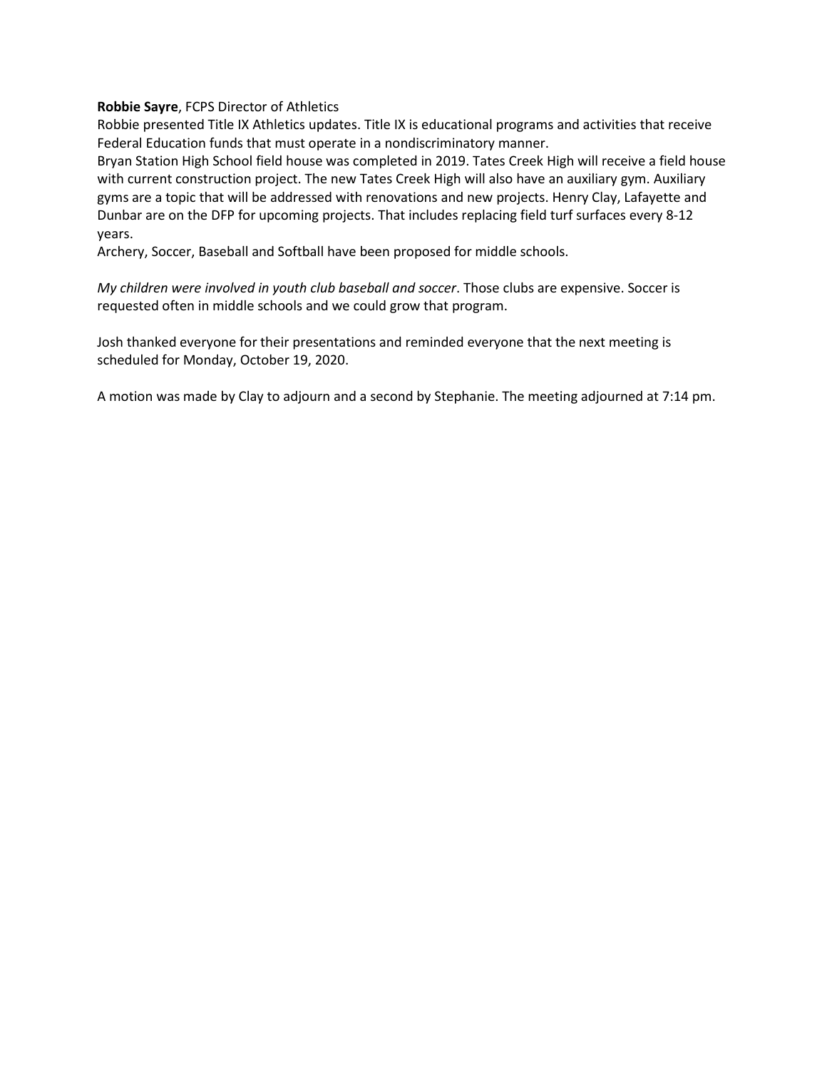**Robbie Sayre**, FCPS Director of Athletics

Robbie presented Title IX Athletics updates. Title IX is educational programs and activities that receive Federal Education funds that must operate in a nondiscriminatory manner.

Bryan Station High School field house was completed in 2019. Tates Creek High will receive a field house with current construction project. The new Tates Creek High will also have an auxiliary gym. Auxiliary gyms are a topic that will be addressed with renovations and new projects. Henry Clay, Lafayette and Dunbar are on the DFP for upcoming projects. That includes replacing field turf surfaces every 8-12 years.

Archery, Soccer, Baseball and Softball have been proposed for middle schools.

*My children were involved in youth club baseball and soccer*. Those clubs are expensive. Soccer is requested often in middle schools and we could grow that program.

Josh thanked everyone for their presentations and reminded everyone that the next meeting is scheduled for Monday, October 19, 2020.

A motion was made by Clay to adjourn and a second by Stephanie. The meeting adjourned at 7:14 pm.